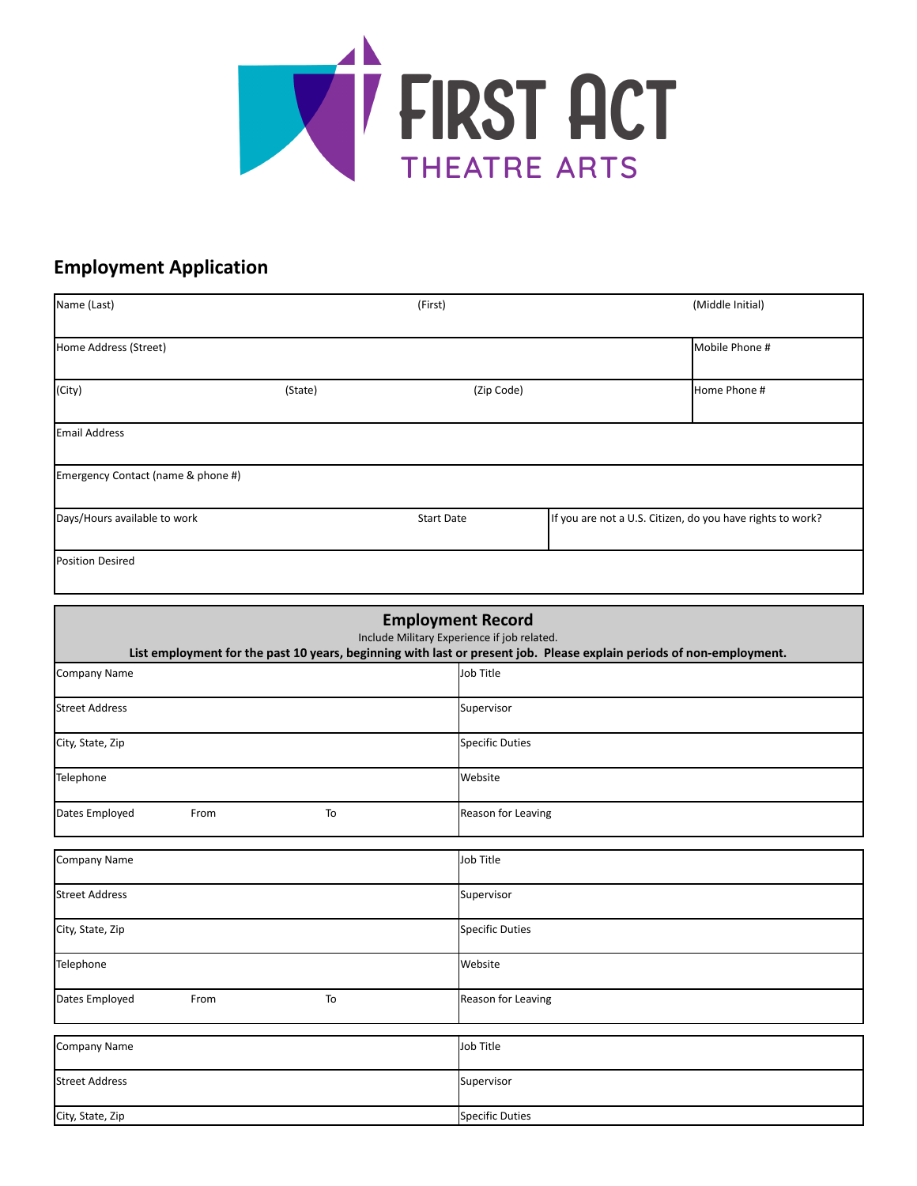# FIRST ACT

## THEATRE ARTS

## Employment Application

| Name (Last) | (First) | | (Middle Initial) |
|---|---|---|---|
| Home Address (Street) | | | Mobile Phone # |
| (City) | (State) | (Zip Code) | Home Phone # |
| Email Address | | | |
| Emergency Contact (name & phone #) | | | |
| Days/Hours available to work | Start Date | If you are not a U.S. Citizen, do you have rights to work? | |
| Position Desired | | | |

### Employment Record

Include Military Experience if job related.

**List employment for the past 10 years, beginning with last or present job. Please explain periods of non-employment.**

| Company Name | | | Job Title |
|---|---|---|---|
| Street Address | | | Supervisor |
| City, State, Zip | | | Specific Duties |
| Telephone | | | Website |
| Dates Employed | From | To | Reason for Leaving |

| Company Name | | | Job Title |
|---|---|---|---|
| Street Address | | | Supervisor |
| City, State, Zip | | | Specific Duties |
| Telephone | | | Website |
| Dates Employed | From | To | Reason for Leaving |

| Company Name | Job Title |
|---|---|
| Street Address | Supervisor |
| City, State, Zip | Specific Duties |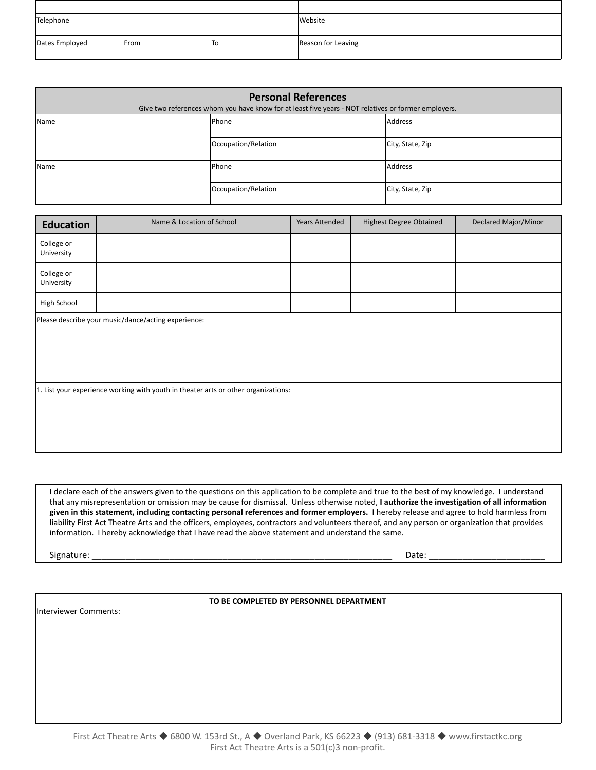| | |
|---|---|
| Telephone | Website |
| Dates Employed From To | Reason for Leaving |

## Personal References

Give two references whom you have know for at least five years - NOT relatives or former employers.

| Name | Phone | Address |
|---|---|---|
| | Occupation/Relation | City, State, Zip |
| Name | Phone | Address |
| | Occupation/Relation | City, State, Zip |

| Education | Name & Location of School | Years Attended | Highest Degree Obtained | Declared Major/Minor |
|---|---|---|---|---|
| College or University | | | | |
| College or University | | | | |
| High School | | | | |

Please describe your music/dance/acting experience:

1. List your experience working with youth in theater arts or other organizations:

I declare each of the answers given to the questions on this application to be complete and true to the best of my knowledge. I understand that any misrepresentation or omission may be cause for dismissal. Unless otherwise noted, **I authorize the investigation of all information given in this statement, including contacting personal references and former employers.** I hereby release and agree to hold harmless from liability First Act Theatre Arts and the officers, employees, contractors and volunteers thereof, and any person or organization that provides information. I hereby acknowledge that I have read the above statement and understand the same.

Signature: ____________________________________________ Date: ____________________

**TO BE COMPLETED BY PERSONNEL DEPARTMENT**

Interviewer Comments:

First Act Theatre Arts ◆ 6800 W. 153rd St., A ◆ Overland Park, KS 66223 ◆ (913) 681-3318 ◆ www.firstactkc.org
First Act Theatre Arts is a 501(c)3 non-profit.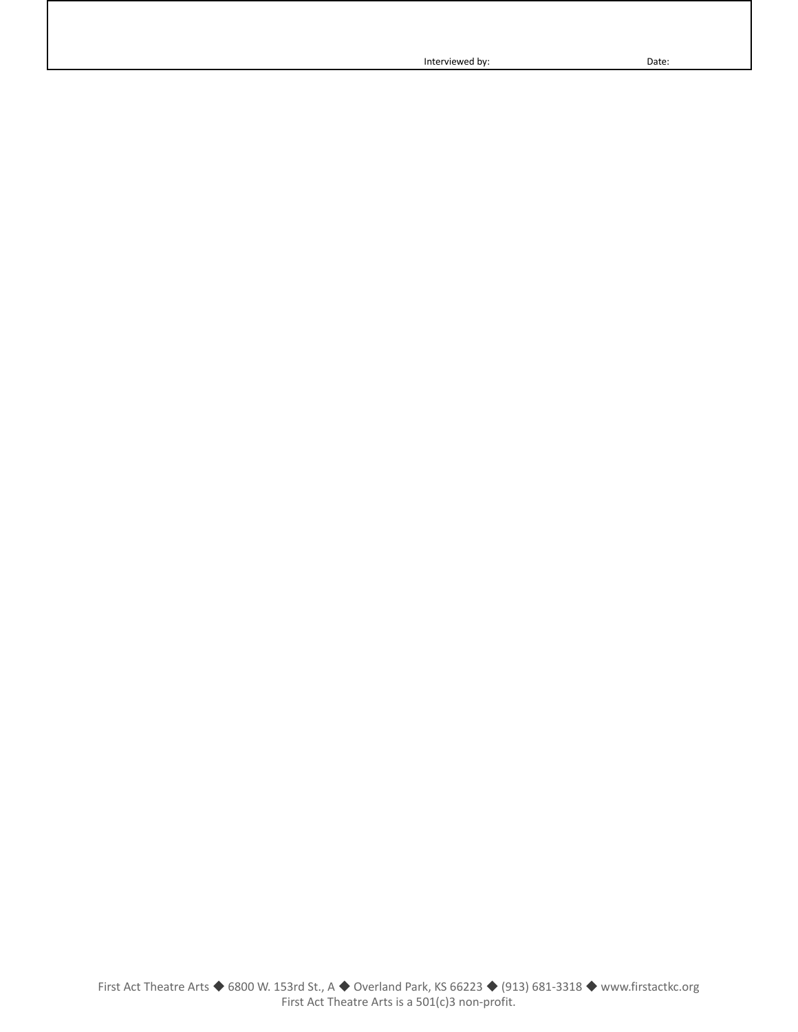| | |
|---|---|
| Interviewed by: | Date: |